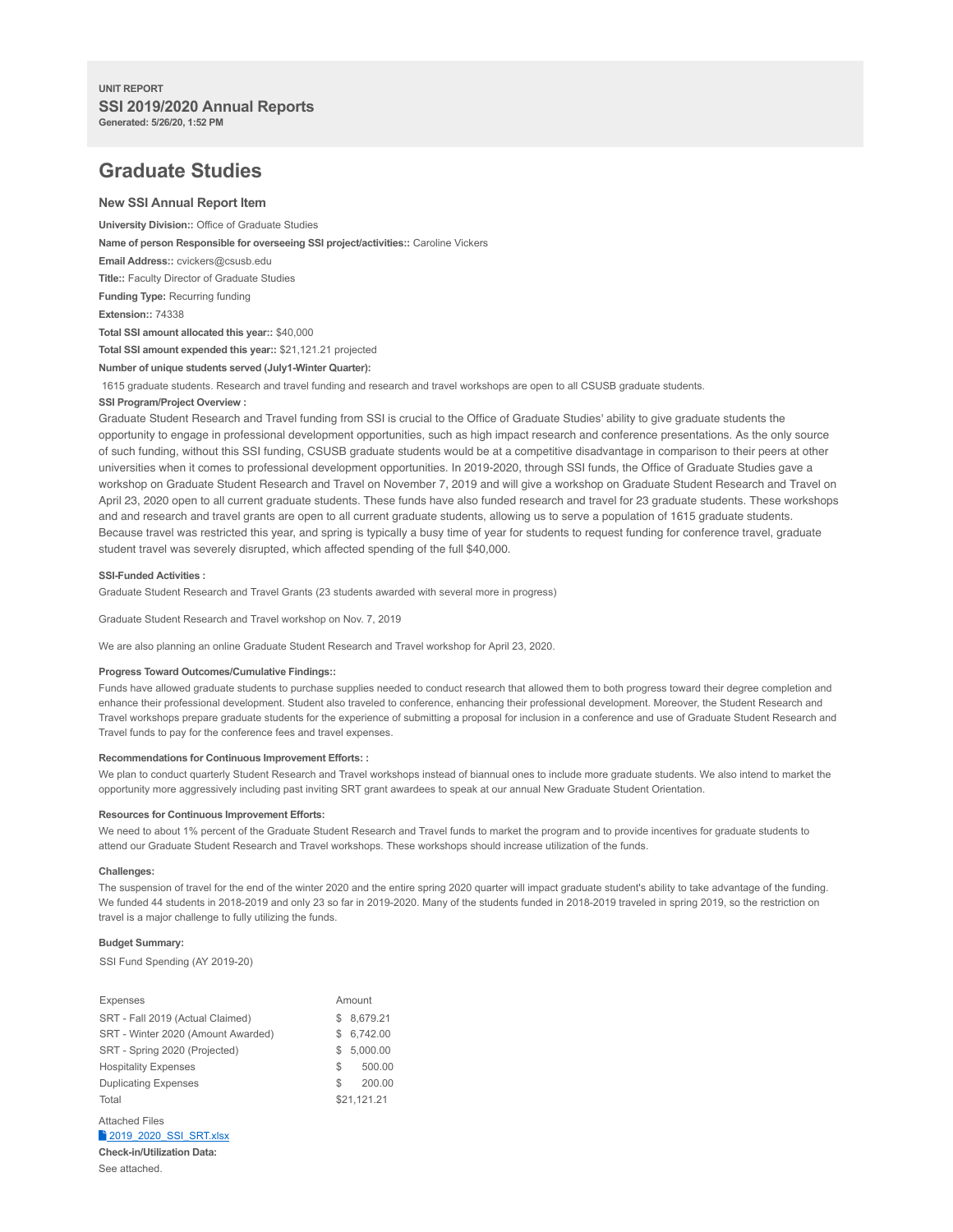UNIT REPORT

**SSI 2019/2020 Annual Reports**

**Generated: 5/26/20, 1:52 PM**

# Graduate Studies

### New SSI Annual Report Item

**University Division::** Office of Graduate Studies

**Name of person Responsible for overseeing SSI project/activities::** Caroline Vickers

**Email Address::** cvickers@csusb.edu

**Title::** Faculty Director of Graduate Studies

**Funding Type:** Recurring funding

**Extension::** 74338

**Total SSI amount allocated this year::** $40,000

**Total SSI amount expended this year::** $21,121.21 projected

**Number of unique students served (July1-Winter Quarter):**

1615 graduate students. Research and travel funding and research and travel workshops are open to all CSUSB graduate students.

**SSI Program/Project Overview :**

Graduate Student Research and Travel funding from SSI is crucial to the Office of Graduate Studies' ability to give graduate students the opportunity to engage in professional development opportunities, such as high impact research and conference presentations. As the only source of such funding, without this SSI funding, CSUSB graduate students would be at a competitive disadvantage in comparison to their peers at other universities when it comes to professional development opportunities. In 2019-2020, through SSI funds, the Office of Graduate Studies gave a workshop on Graduate Student Research and Travel on November 7, 2019 and will give a workshop on Graduate Student Research and Travel on April 23, 2020 open to all current graduate students. These funds have also funded research and travel for 23 graduate students. These workshops and and research and travel grants are open to all current graduate students, allowing us to serve a population of 1615 graduate students. Because travel was restricted this year, and spring is typically a busy time of year for students to request funding for conference travel, graduate student travel was severely disrupted, which affected spending of the full $40,000.

**SSI-Funded Activities :**

Graduate Student Research and Travel Grants (23 students awarded with several more in progress)

Graduate Student Research and Travel workshop on Nov. 7, 2019

We are also planning an online Graduate Student Research and Travel workshop for April 23, 2020.

**Progress Toward Outcomes/Cumulative Findings::**

Funds have allowed graduate students to purchase supplies needed to conduct research that allowed them to both progress toward their degree completion and enhance their professional development. Student also traveled to conference, enhancing their professional development. Moreover, the Student Research and Travel workshops prepare graduate students for the experience of submitting a proposal for inclusion in a conference and use of Graduate Student Research and Travel funds to pay for the conference fees and travel expenses.

**Recommendations for Continuous Improvement Efforts: :**

We plan to conduct quarterly Student Research and Travel workshops instead of biannual ones to include more graduate students. We also intend to market the opportunity more aggressively including past inviting SRT grant awardees to speak at our annual New Graduate Student Orientation.

**Resources for Continuous Improvement Efforts:**

We need to about 1% percent of the Graduate Student Research and Travel funds to market the program and to provide incentives for graduate students to attend our Graduate Student Research and Travel workshops. These workshops should increase utilization of the funds.

**Challenges:**

The suspension of travel for the end of the winter 2020 and the entire spring 2020 quarter will impact graduate student's ability to take advantage of the funding. We funded 44 students in 2018-2019 and only 23 so far in 2019-2020. Many of the students funded in 2018-2019 traveled in spring 2019, so the restriction on travel is a major challenge to fully utilizing the funds.

**Budget Summary:**

SSI Fund Spending (AY 2019-20)

| Expenses | Amount |
|---|---|
| SRT - Fall 2019 (Actual Claimed) | $ 8,679.21 |
| SRT - Winter 2020 (Amount Awarded) | $ 6,742.00 |
| SRT - Spring 2020 (Projected) | $ 5,000.00 |
| Hospitality Expenses | $ 500.00 |
| Duplicating Expenses | $ 200.00 |
| Total | $21,121.21 |

Attached Files

2019_2020_SSI_SRT.xlsx

**Check-in/Utilization Data:**

See attached.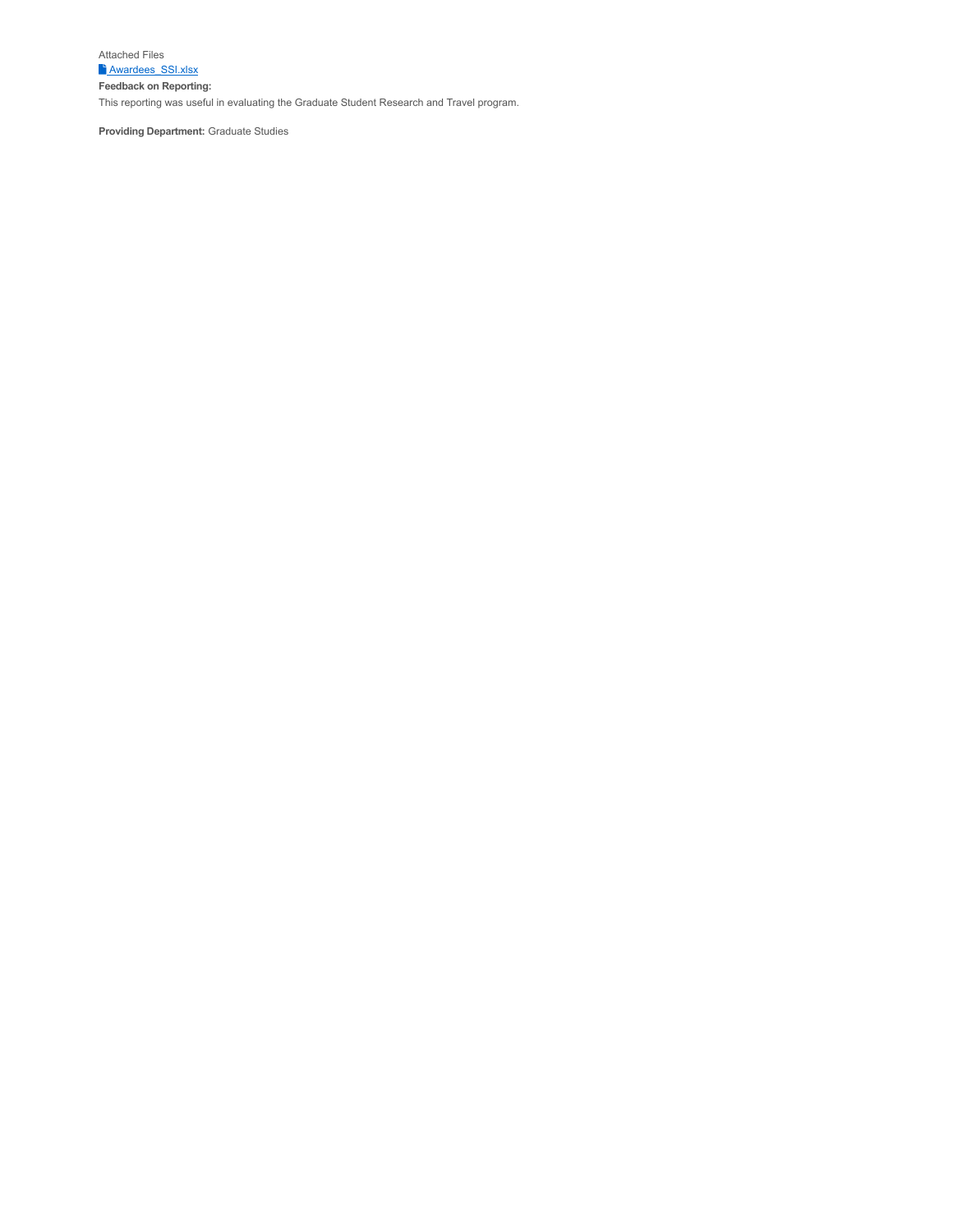Attached Files

[Awardees_SSI.xlsx]

**Feedback on Reporting:**

This reporting was useful in evaluating the Graduate Student Research and Travel program.

**Providing Department:** Graduate Studies